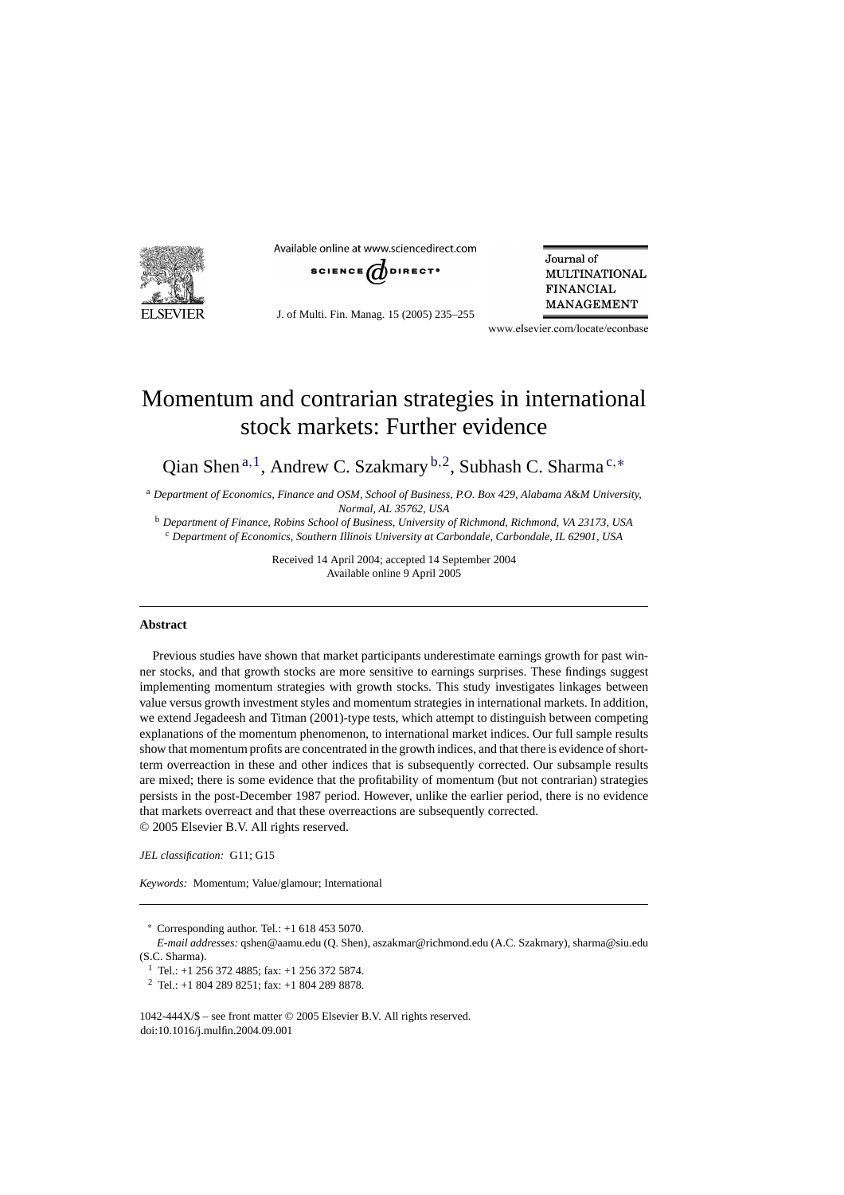# Momentum and contrarian strategies in international stock markets: Further evidence

Qian Shen [a,1], Andrew C. Szakmary [b,2], Subhash C. Sharma [c,*]

[a] *Department of Economics, Finance and OSM, School of Business, P.O. Box 429, Alabama A&M University, Normal, AL 35762, USA*

[b] *Department of Finance, Robins School of Business, University of Richmond, Richmond, VA 23173, USA*

[c] *Department of Economics, Southern Illinois University at Carbondale, Carbondale, IL 62901, USA*

Received 14 April 2004; accepted 14 September 2004
Available online 9 April 2005

## Abstract

Previous studies have shown that market participants underestimate earnings growth for past winner stocks, and that growth stocks are more sensitive to earnings surprises. These findings suggest implementing momentum strategies with growth stocks. This study investigates linkages between value versus growth investment styles and momentum strategies in international markets. In addition, we extend Jegadeesh and Titman (2001)-type tests, which attempt to distinguish between competing explanations of the momentum phenomenon, to international market indices. Our full sample results show that momentum profits are concentrated in the growth indices, and that there is evidence of short-term overreaction in these and other indices that is subsequently corrected. Our subsample results are mixed; there is some evidence that the profitability of momentum (but not contrarian) strategies persists in the post-December 1987 period. However, unlike the earlier period, there is no evidence that markets overreact and that these overreactions are subsequently corrected.
© 2005 Elsevier B.V. All rights reserved.

*JEL classification:* G11; G15

*Keywords:* Momentum; Value/glamour; International

---

* Corresponding author. Tel.: +1 618 453 5070.
*E-mail addresses:* qshen@aamu.edu (Q. Shen), aszakmar@richmond.edu (A.C. Szakmary), sharma@siu.edu (S.C. Sharma).

[1] Tel.: +1 256 372 4885; fax: +1 256 372 5874.

[2] Tel.: +1 804 289 8251; fax: +1 804 289 8878.

1042-444X/$ – see front matter © 2005 Elsevier B.V. All rights reserved.
doi:10.1016/j.mulfin.2004.09.001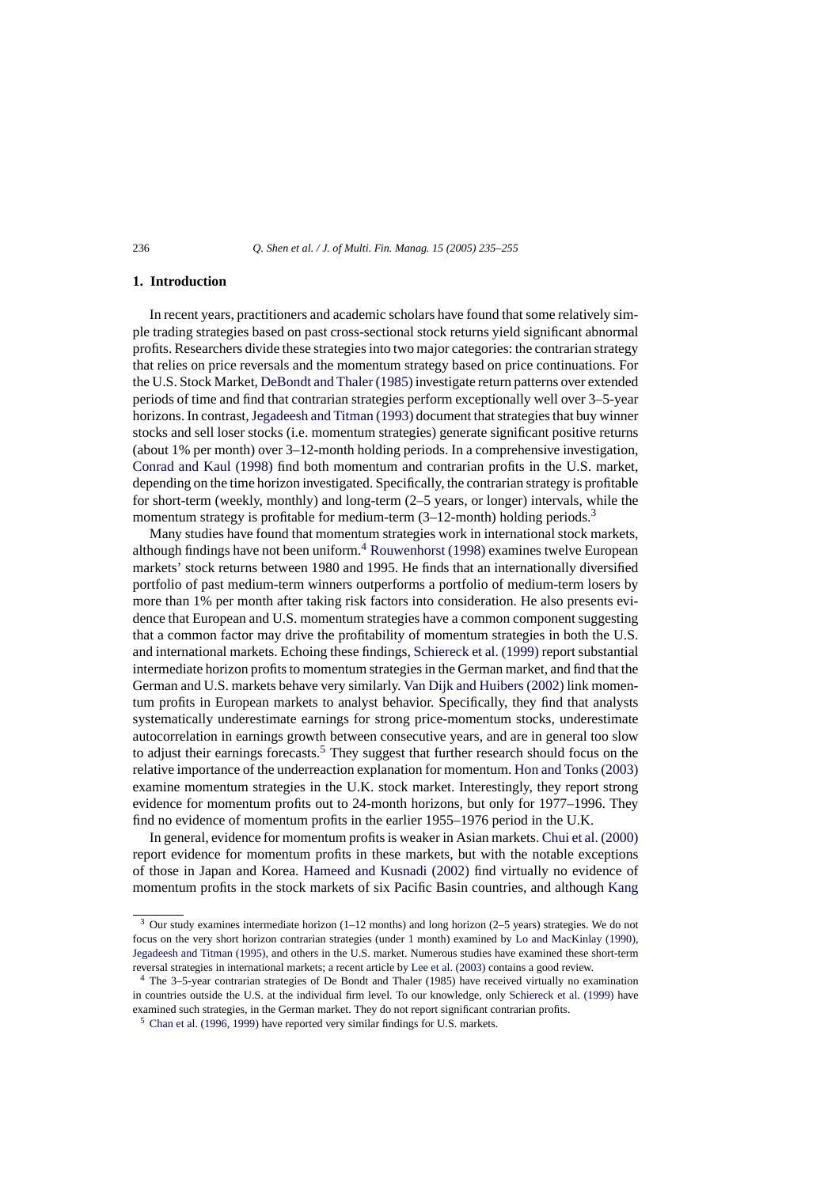## 1. Introduction

In recent years, practitioners and academic scholars have found that some relatively simple trading strategies based on past cross-sectional stock returns yield significant abnormal profits. Researchers divide these strategies into two major categories: the contrarian strategy that relies on price reversals and the momentum strategy based on price continuations. For the U.S. Stock Market, DeBondt and Thaler (1985) investigate return patterns over extended periods of time and find that contrarian strategies perform exceptionally well over 3–5-year horizons. In contrast, Jegadeesh and Titman (1993) document that strategies that buy winner stocks and sell loser stocks (i.e. momentum strategies) generate significant positive returns (about 1% per month) over 3–12-month holding periods. In a comprehensive investigation, Conrad and Kaul (1998) find both momentum and contrarian profits in the U.S. market, depending on the time horizon investigated. Specifically, the contrarian strategy is profitable for short-term (weekly, monthly) and long-term (2–5 years, or longer) intervals, while the momentum strategy is profitable for medium-term (3–12-month) holding periods.[3]

Many studies have found that momentum strategies work in international stock markets, although findings have not been uniform.[4] Rouwenhorst (1998) examines twelve European markets' stock returns between 1980 and 1995. He finds that an internationally diversified portfolio of past medium-term winners outperforms a portfolio of medium-term losers by more than 1% per month after taking risk factors into consideration. He also presents evidence that European and U.S. momentum strategies have a common component suggesting that a common factor may drive the profitability of momentum strategies in both the U.S. and international markets. Echoing these findings, Schiereck et al. (1999) report substantial intermediate horizon profits to momentum strategies in the German market, and find that the German and U.S. markets behave very similarly. Van Dijk and Huibers (2002) link momentum profits in European markets to analyst behavior. Specifically, they find that analysts systematically underestimate earnings for strong price-momentum stocks, underestimate autocorrelation in earnings growth between consecutive years, and are in general too slow to adjust their earnings forecasts.[5] They suggest that further research should focus on the relative importance of the underreaction explanation for momentum. Hon and Tonks (2003) examine momentum strategies in the U.K. stock market. Interestingly, they report strong evidence for momentum profits out to 24-month horizons, but only for 1977–1996. They find no evidence of momentum profits in the earlier 1955–1976 period in the U.K.

In general, evidence for momentum profits is weaker in Asian markets. Chui et al. (2000) report evidence for momentum profits in these markets, but with the notable exceptions of those in Japan and Korea. Hameed and Kusnadi (2002) find virtually no evidence of momentum profits in the stock markets of six Pacific Basin countries, and although Kang

---

[3] Our study examines intermediate horizon (1–12 months) and long horizon (2–5 years) strategies. We do not focus on the very short horizon contrarian strategies (under 1 month) examined by Lo and MacKinlay (1990), Jegadeesh and Titman (1995), and others in the U.S. market. Numerous studies have examined these short-term reversal strategies in international markets; a recent article by Lee et al. (2003) contains a good review.

[4] The 3–5-year contrarian strategies of De Bondt and Thaler (1985) have received virtually no examination in countries outside the U.S. at the individual firm level. To our knowledge, only Schiereck et al. (1999) have examined such strategies, in the German market. They do not report significant contrarian profits.

[5] Chan et al. (1996, 1999) have reported very similar findings for U.S. markets.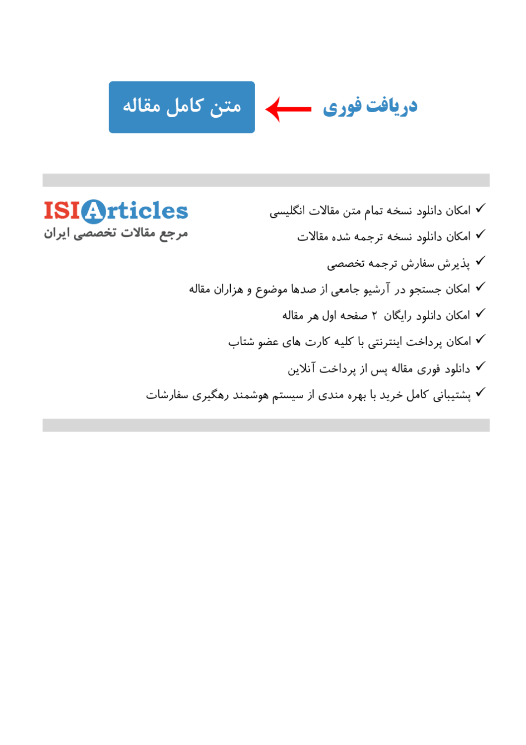دریافت فوری ← متن کامل مقاله

**ISIArticles**
مرجع مقالات تخصصی ایران

- ✓ امکان دانلود نسخه تمام متن مقالات انگلیسی
- ✓ امکان دانلود نسخه ترجمه شده مقالات
- ✓ پذیرش سفارش ترجمه تخصصی
- ✓ امکان جستجو در آرشیو جامعی از صدها موضوع و هزاران مقاله
- ✓ امکان دانلود رایگان ۲ صفحه اول هر مقاله
- ✓ امکان پرداخت اینترنتی با کلیه کارت های عضو شتاب
- ✓ دانلود فوری مقاله پس از پرداخت آنلاین
- ✓ پشتیبانی کامل خرید با بهره مندی از سیستم هوشمند رهگیری سفارشات